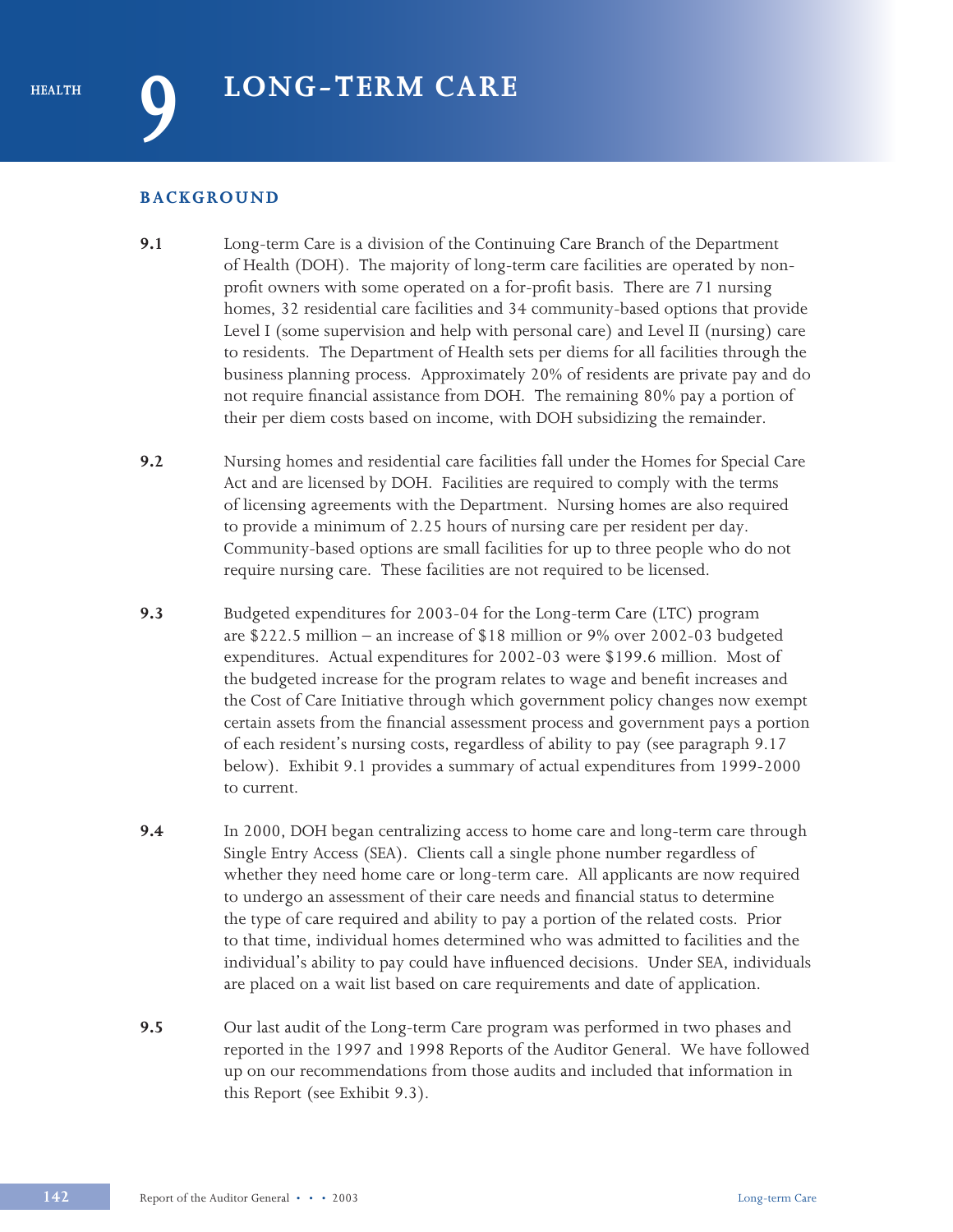HEALTH

# 9 LONG-TERM CARE

## BACKGROUND

**9.1** Long-term Care is a division of the Continuing Care Branch of the Department of Health (DOH). The majority of long-term care facilities are operated by non-profit owners with some operated on a for-profit basis. There are 71 nursing homes, 32 residential care facilities and 34 community-based options that provide Level I (some supervision and help with personal care) and Level II (nursing) care to residents. The Department of Health sets per diems for all facilities through the business planning process. Approximately 20% of residents are private pay and do not require financial assistance from DOH. The remaining 80% pay a portion of their per diem costs based on income, with DOH subsidizing the remainder.

**9.2** Nursing homes and residential care facilities fall under the Homes for Special Care Act and are licensed by DOH. Facilities are required to comply with the terms of licensing agreements with the Department. Nursing homes are also required to provide a minimum of 2.25 hours of nursing care per resident per day. Community-based options are small facilities for up to three people who do not require nursing care. These facilities are not required to be licensed.

**9.3** Budgeted expenditures for 2003-04 for the Long-term Care (LTC) program are $222.5 million – an increase of $18 million or 9% over 2002-03 budgeted expenditures. Actual expenditures for 2002-03 were $199.6 million. Most of the budgeted increase for the program relates to wage and benefit increases and the Cost of Care Initiative through which government policy changes now exempt certain assets from the financial assessment process and government pays a portion of each resident's nursing costs, regardless of ability to pay (see paragraph 9.17 below). Exhibit 9.1 provides a summary of actual expenditures from 1999-2000 to current.

**9.4** In 2000, DOH began centralizing access to home care and long-term care through Single Entry Access (SEA). Clients call a single phone number regardless of whether they need home care or long-term care. All applicants are now required to undergo an assessment of their care needs and financial status to determine the type of care required and ability to pay a portion of the related costs. Prior to that time, individual homes determined who was admitted to facilities and the individual's ability to pay could have influenced decisions. Under SEA, individuals are placed on a wait list based on care requirements and date of application.

**9.5** Our last audit of the Long-term Care program was performed in two phases and reported in the 1997 and 1998 Reports of the Auditor General. We have followed up on our recommendations from those audits and included that information in this Report (see Exhibit 9.3).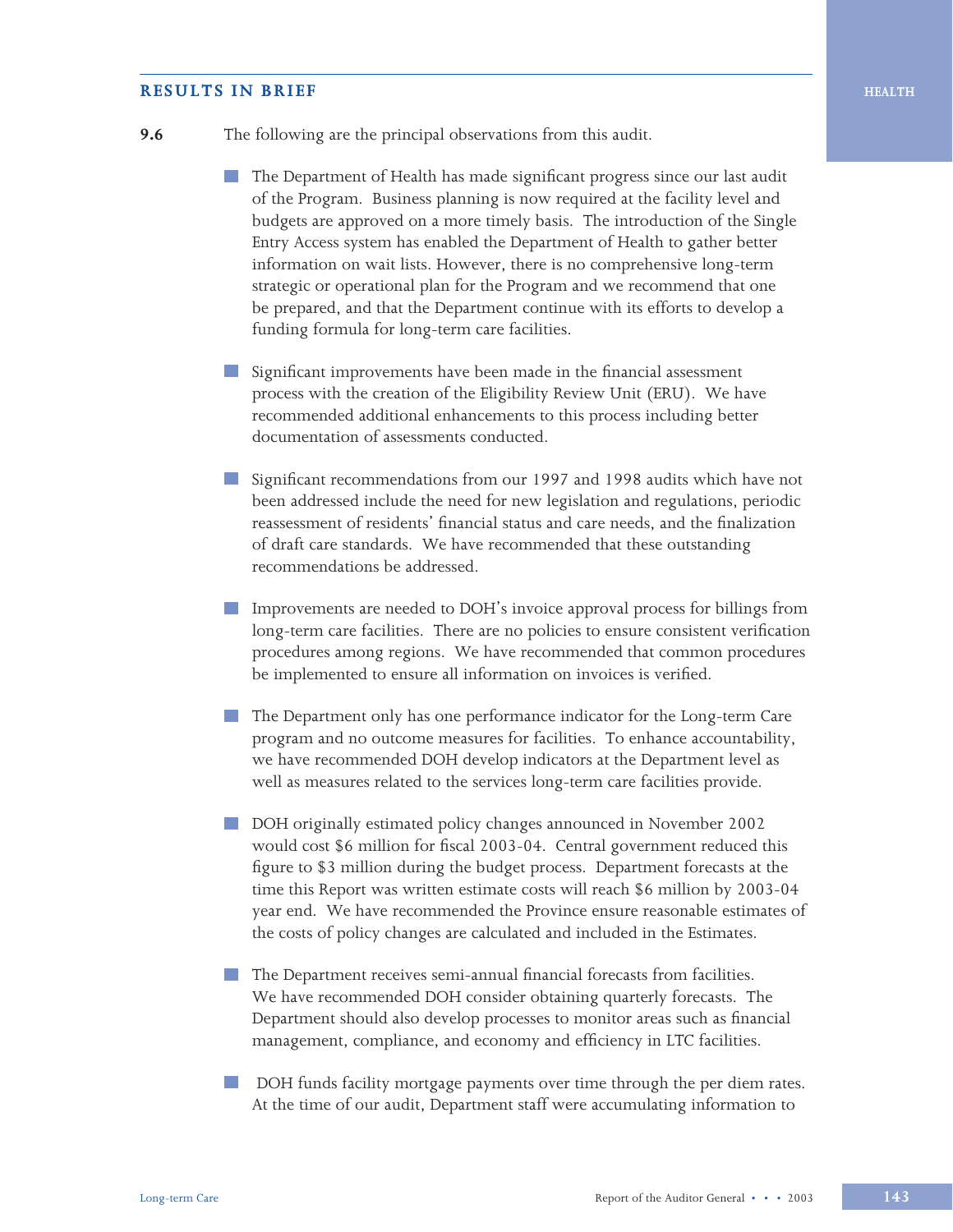## RESULTS IN BRIEF

**9.6** The following are the principal observations from this audit.

- The Department of Health has made significant progress since our last audit of the Program. Business planning is now required at the facility level and budgets are approved on a more timely basis. The introduction of the Single Entry Access system has enabled the Department of Health to gather better information on wait lists. However, there is no comprehensive long-term strategic or operational plan for the Program and we recommend that one be prepared, and that the Department continue with its efforts to develop a funding formula for long-term care facilities.

- Significant improvements have been made in the financial assessment process with the creation of the Eligibility Review Unit (ERU). We have recommended additional enhancements to this process including better documentation of assessments conducted.

- Significant recommendations from our 1997 and 1998 audits which have not been addressed include the need for new legislation and regulations, periodic reassessment of residents' financial status and care needs, and the finalization of draft care standards. We have recommended that these outstanding recommendations be addressed.

- Improvements are needed to DOH's invoice approval process for billings from long-term care facilities. There are no policies to ensure consistent verification procedures among regions. We have recommended that common procedures be implemented to ensure all information on invoices is verified.

- The Department only has one performance indicator for the Long-term Care program and no outcome measures for facilities. To enhance accountability, we have recommended DOH develop indicators at the Department level as well as measures related to the services long-term care facilities provide.

- DOH originally estimated policy changes announced in November 2002 would cost $6 million for fiscal 2003-04. Central government reduced this figure to $3 million during the budget process. Department forecasts at the time this Report was written estimate costs will reach $6 million by 2003-04 year end. We have recommended the Province ensure reasonable estimates of the costs of policy changes are calculated and included in the Estimates.

- The Department receives semi-annual financial forecasts from facilities. We have recommended DOH consider obtaining quarterly forecasts. The Department should also develop processes to monitor areas such as financial management, compliance, and economy and efficiency in LTC facilities.

- DOH funds facility mortgage payments over time through the per diem rates. At the time of our audit, Department staff were accumulating information to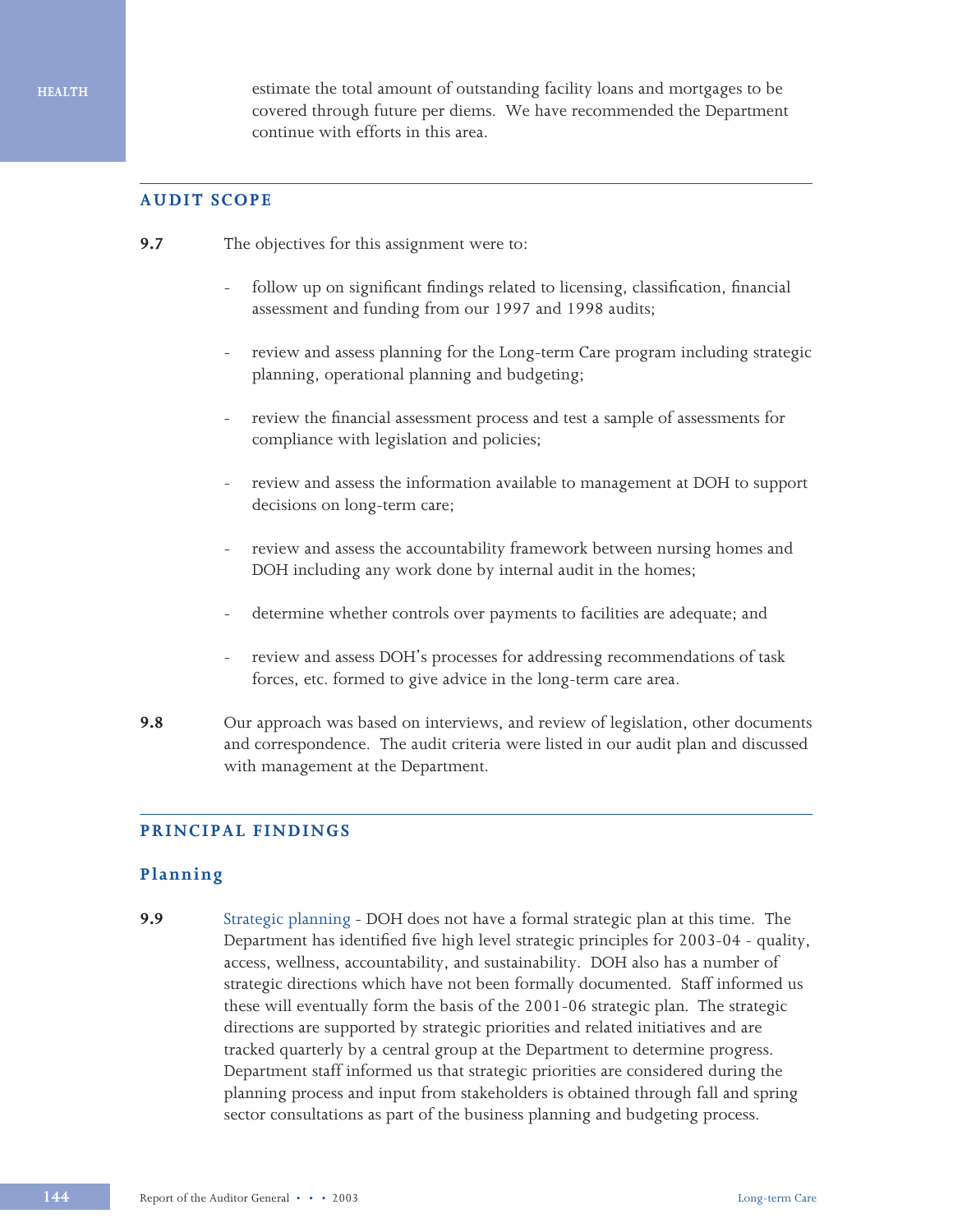estimate the total amount of outstanding facility loans and mortgages to be covered through future per diems. We have recommended the Department continue with efforts in this area.

## AUDIT SCOPE

**9.7** The objectives for this assignment were to:

- follow up on significant findings related to licensing, classification, financial assessment and funding from our 1997 and 1998 audits;
- review and assess planning for the Long-term Care program including strategic planning, operational planning and budgeting;
- review the financial assessment process and test a sample of assessments for compliance with legislation and policies;
- review and assess the information available to management at DOH to support decisions on long-term care;
- review and assess the accountability framework between nursing homes and DOH including any work done by internal audit in the homes;
- determine whether controls over payments to facilities are adequate; and
- review and assess DOH's processes for addressing recommendations of task forces, etc. formed to give advice in the long-term care area.

**9.8** Our approach was based on interviews, and review of legislation, other documents and correspondence. The audit criteria were listed in our audit plan and discussed with management at the Department.

## PRINCIPAL FINDINGS

### Planning

**9.9** Strategic planning - DOH does not have a formal strategic plan at this time. The Department has identified five high level strategic principles for 2003-04 - quality, access, wellness, accountability, and sustainability. DOH also has a number of strategic directions which have not been formally documented. Staff informed us these will eventually form the basis of the 2001-06 strategic plan. The strategic directions are supported by strategic priorities and related initiatives and are tracked quarterly by a central group at the Department to determine progress. Department staff informed us that strategic priorities are considered during the planning process and input from stakeholders is obtained through fall and spring sector consultations as part of the business planning and budgeting process.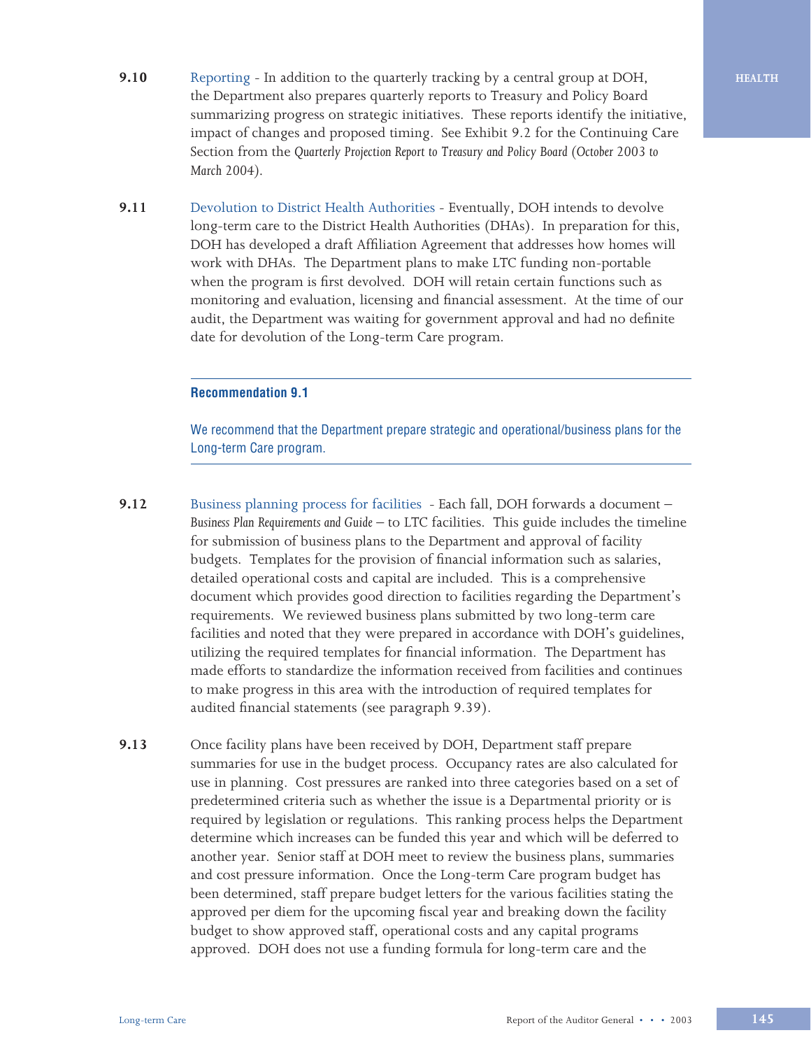**9.10** Reporting - In addition to the quarterly tracking by a central group at DOH, the Department also prepares quarterly reports to Treasury and Policy Board summarizing progress on strategic initiatives. These reports identify the initiative, impact of changes and proposed timing. See Exhibit 9.2 for the Continuing Care Section from the *Quarterly Projection Report to Treasury and Policy Board (October 2003 to March 2004)*.

**9.11** Devolution to District Health Authorities - Eventually, DOH intends to devolve long-term care to the District Health Authorities (DHAs). In preparation for this, DOH has developed a draft Affiliation Agreement that addresses how homes will work with DHAs. The Department plans to make LTC funding non-portable when the program is first devolved. DOH will retain certain functions such as monitoring and evaluation, licensing and financial assessment. At the time of our audit, the Department was waiting for government approval and had no definite date for devolution of the Long-term Care program.

---

**Recommendation 9.1**

We recommend that the Department prepare strategic and operational/business plans for the Long-term Care program.

---

**9.12** Business planning process for facilities - Each fall, DOH forwards a document – *Business Plan Requirements and Guide* – to LTC facilities. This guide includes the timeline for submission of business plans to the Department and approval of facility budgets. Templates for the provision of financial information such as salaries, detailed operational costs and capital are included. This is a comprehensive document which provides good direction to facilities regarding the Department's requirements. We reviewed business plans submitted by two long-term care facilities and noted that they were prepared in accordance with DOH's guidelines, utilizing the required templates for financial information. The Department has made efforts to standardize the information received from facilities and continues to make progress in this area with the introduction of required templates for audited financial statements (see paragraph 9.39).

**9.13** Once facility plans have been received by DOH, Department staff prepare summaries for use in the budget process. Occupancy rates are also calculated for use in planning. Cost pressures are ranked into three categories based on a set of predetermined criteria such as whether the issue is a Departmental priority or is required by legislation or regulations. This ranking process helps the Department determine which increases can be funded this year and which will be deferred to another year. Senior staff at DOH meet to review the business plans, summaries and cost pressure information. Once the Long-term Care program budget has been determined, staff prepare budget letters for the various facilities stating the approved per diem for the upcoming fiscal year and breaking down the facility budget to show approved staff, operational costs and any capital programs approved. DOH does not use a funding formula for long-term care and the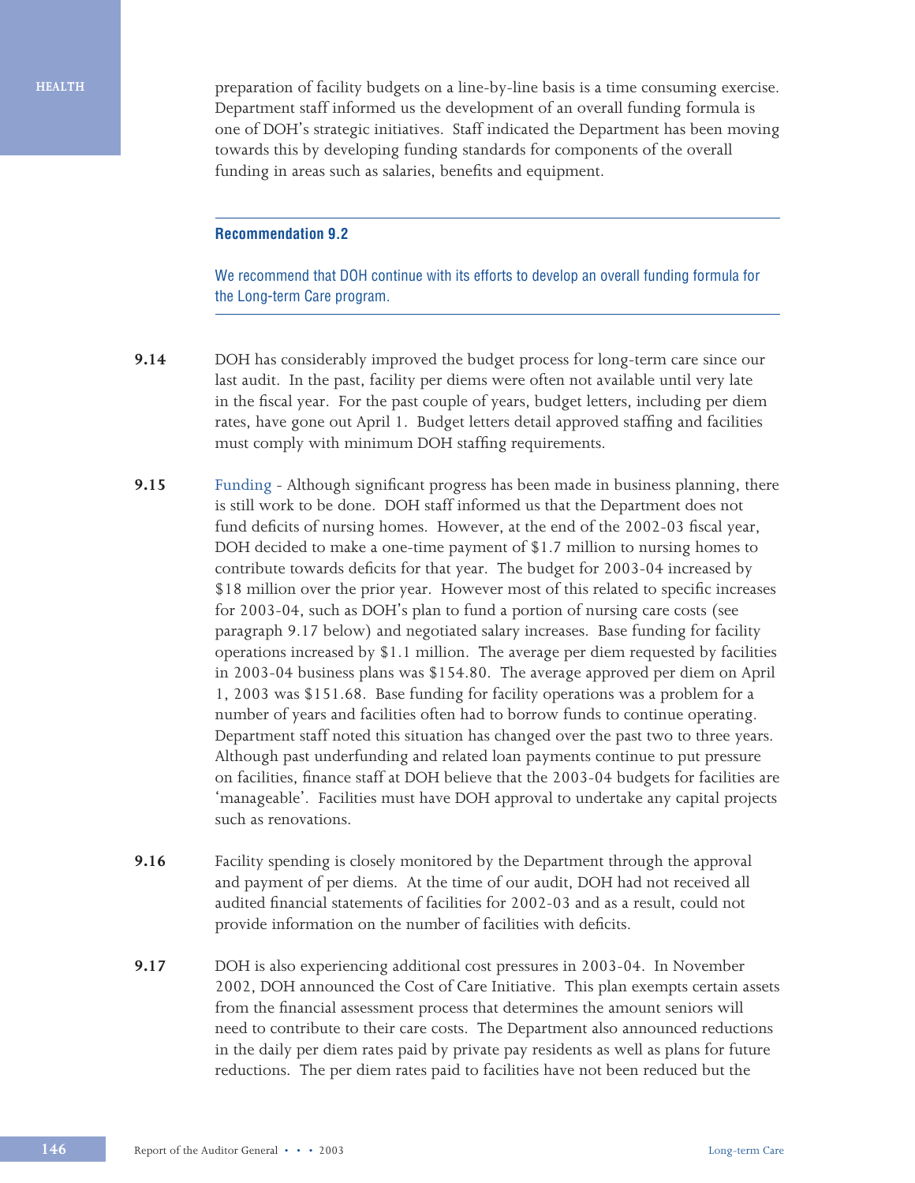preparation of facility budgets on a line-by-line basis is a time consuming exercise. Department staff informed us the development of an overall funding formula is one of DOH's strategic initiatives. Staff indicated the Department has been moving towards this by developing funding standards for components of the overall funding in areas such as salaries, benefits and equipment.

---

**Recommendation 9.2**

We recommend that DOH continue with its efforts to develop an overall funding formula for the Long-term Care program.

---

**9.14** DOH has considerably improved the budget process for long-term care since our last audit. In the past, facility per diems were often not available until very late in the fiscal year. For the past couple of years, budget letters, including per diem rates, have gone out April 1. Budget letters detail approved staffing and facilities must comply with minimum DOH staffing requirements.

**9.15** Funding - Although significant progress has been made in business planning, there is still work to be done. DOH staff informed us that the Department does not fund deficits of nursing homes. However, at the end of the 2002-03 fiscal year, DOH decided to make a one-time payment of $1.7 million to nursing homes to contribute towards deficits for that year. The budget for 2003-04 increased by $18 million over the prior year. However most of this related to specific increases for 2003-04, such as DOH's plan to fund a portion of nursing care costs (see paragraph 9.17 below) and negotiated salary increases. Base funding for facility operations increased by $1.1 million. The average per diem requested by facilities in 2003-04 business plans was $154.80. The average approved per diem on April 1, 2003 was $151.68. Base funding for facility operations was a problem for a number of years and facilities often had to borrow funds to continue operating. Department staff noted this situation has changed over the past two to three years. Although past underfunding and related loan payments continue to put pressure on facilities, finance staff at DOH believe that the 2003-04 budgets for facilities are 'manageable'. Facilities must have DOH approval to undertake any capital projects such as renovations.

**9.16** Facility spending is closely monitored by the Department through the approval and payment of per diems. At the time of our audit, DOH had not received all audited financial statements of facilities for 2002-03 and as a result, could not provide information on the number of facilities with deficits.

**9.17** DOH is also experiencing additional cost pressures in 2003-04. In November 2002, DOH announced the Cost of Care Initiative. This plan exempts certain assets from the financial assessment process that determines the amount seniors will need to contribute to their care costs. The Department also announced reductions in the daily per diem rates paid by private pay residents as well as plans for future reductions. The per diem rates paid to facilities have not been reduced but the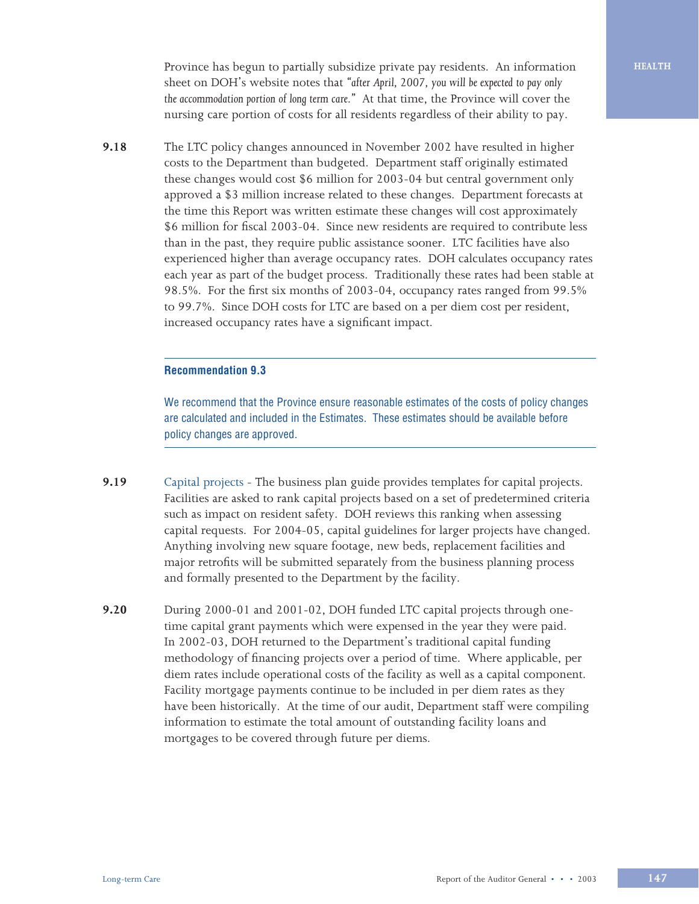Province has begun to partially subsidize private pay residents. An information sheet on DOH's website notes that *"after April, 2007, you will be expected to pay only the accommodation portion of long term care."* At that time, the Province will cover the nursing care portion of costs for all residents regardless of their ability to pay.

**9.18** The LTC policy changes announced in November 2002 have resulted in higher costs to the Department than budgeted. Department staff originally estimated these changes would cost $6 million for 2003-04 but central government only approved a $3 million increase related to these changes. Department forecasts at the time this Report was written estimate these changes will cost approximately $6 million for fiscal 2003-04. Since new residents are required to contribute less than in the past, they require public assistance sooner. LTC facilities have also experienced higher than average occupancy rates. DOH calculates occupancy rates each year as part of the budget process. Traditionally these rates had been stable at 98.5%. For the first six months of 2003-04, occupancy rates ranged from 99.5% to 99.7%. Since DOH costs for LTC are based on a per diem cost per resident, increased occupancy rates have a significant impact.

**Recommendation 9.3**

We recommend that the Province ensure reasonable estimates of the costs of policy changes are calculated and included in the Estimates. These estimates should be available before policy changes are approved.

**9.19** Capital projects - The business plan guide provides templates for capital projects. Facilities are asked to rank capital projects based on a set of predetermined criteria such as impact on resident safety. DOH reviews this ranking when assessing capital requests. For 2004-05, capital guidelines for larger projects have changed. Anything involving new square footage, new beds, replacement facilities and major retrofits will be submitted separately from the business planning process and formally presented to the Department by the facility.

**9.20** During 2000-01 and 2001-02, DOH funded LTC capital projects through one-time capital grant payments which were expensed in the year they were paid. In 2002-03, DOH returned to the Department's traditional capital funding methodology of financing projects over a period of time. Where applicable, per diem rates include operational costs of the facility as well as a capital component. Facility mortgage payments continue to be included in per diem rates as they have been historically. At the time of our audit, Department staff were compiling information to estimate the total amount of outstanding facility loans and mortgages to be covered through future per diems.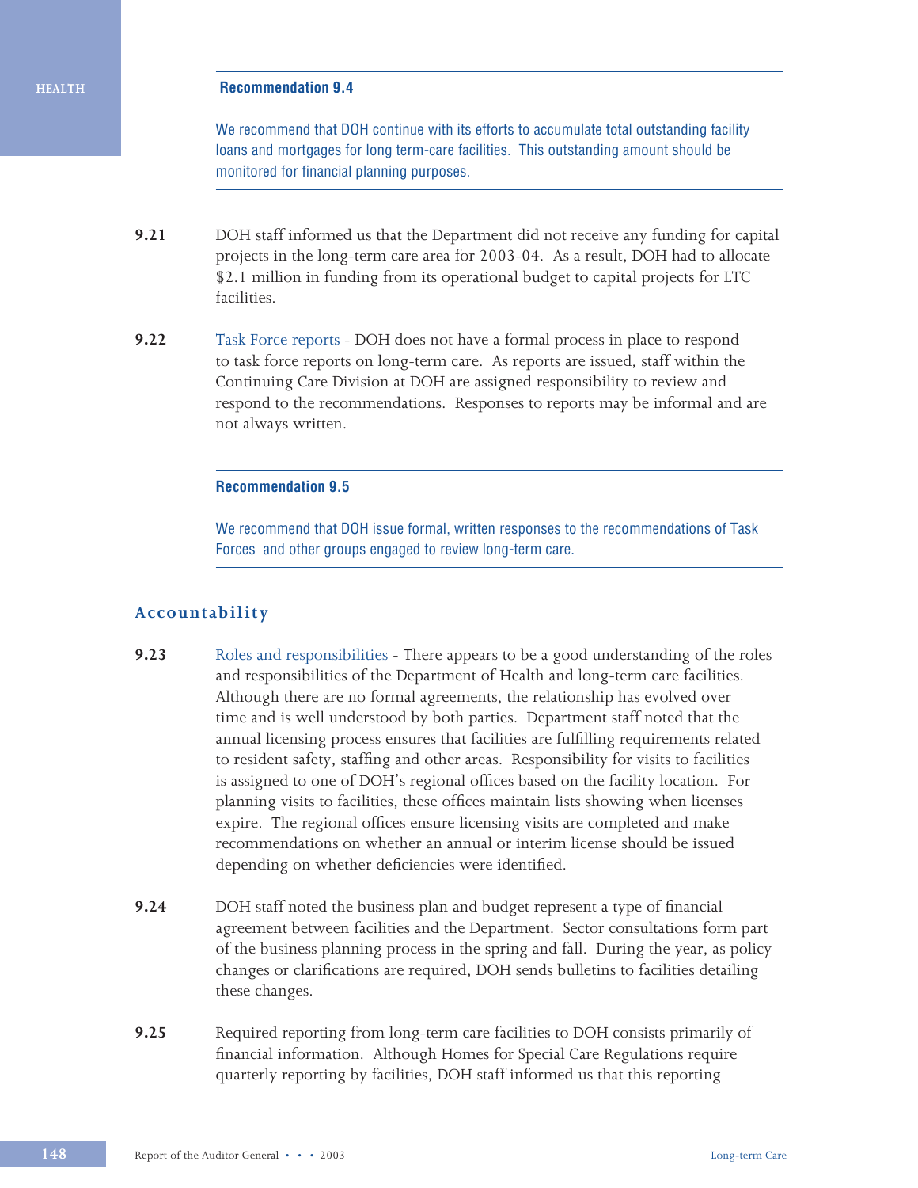**Recommendation 9.4**

We recommend that DOH continue with its efforts to accumulate total outstanding facility loans and mortgages for long term-care facilities. This outstanding amount should be monitored for financial planning purposes.

**9.21** DOH staff informed us that the Department did not receive any funding for capital projects in the long-term care area for 2003-04. As a result, DOH had to allocate $2.1 million in funding from its operational budget to capital projects for LTC facilities.

**9.22** Task Force reports - DOH does not have a formal process in place to respond to task force reports on long-term care. As reports are issued, staff within the Continuing Care Division at DOH are assigned responsibility to review and respond to the recommendations. Responses to reports may be informal and are not always written.

**Recommendation 9.5**

We recommend that DOH issue formal, written responses to the recommendations of Task Forces and other groups engaged to review long-term care.

## Accountability

**9.23** Roles and responsibilities - There appears to be a good understanding of the roles and responsibilities of the Department of Health and long-term care facilities. Although there are no formal agreements, the relationship has evolved over time and is well understood by both parties. Department staff noted that the annual licensing process ensures that facilities are fulfilling requirements related to resident safety, staffing and other areas. Responsibility for visits to facilities is assigned to one of DOH's regional offices based on the facility location. For planning visits to facilities, these offices maintain lists showing when licenses expire. The regional offices ensure licensing visits are completed and make recommendations on whether an annual or interim license should be issued depending on whether deficiencies were identified.

**9.24** DOH staff noted the business plan and budget represent a type of financial agreement between facilities and the Department. Sector consultations form part of the business planning process in the spring and fall. During the year, as policy changes or clarifications are required, DOH sends bulletins to facilities detailing these changes.

**9.25** Required reporting from long-term care facilities to DOH consists primarily of financial information. Although Homes for Special Care Regulations require quarterly reporting by facilities, DOH staff informed us that this reporting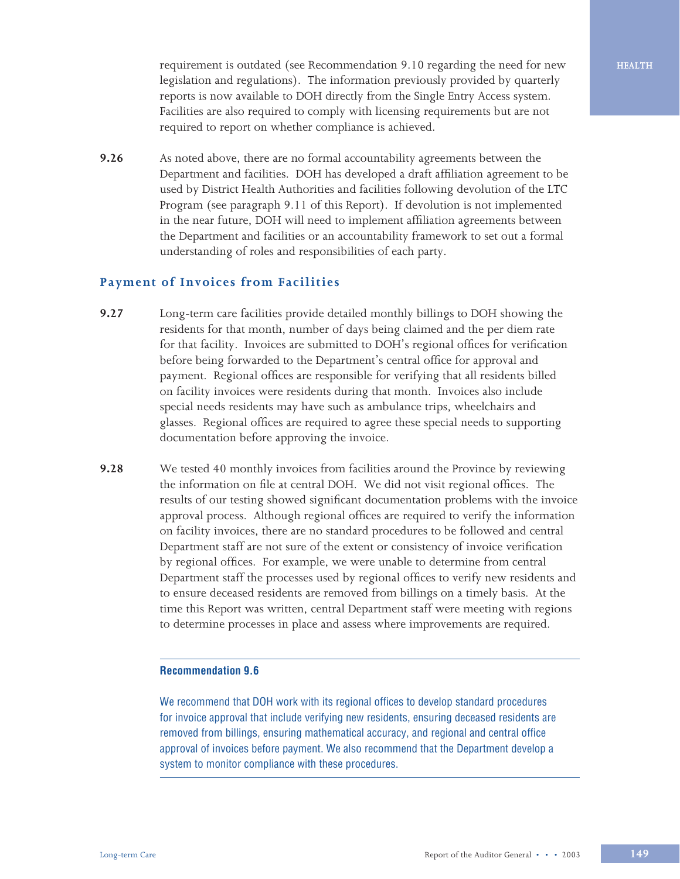requirement is outdated (see Recommendation 9.10 regarding the need for new legislation and regulations). The information previously provided by quarterly reports is now available to DOH directly from the Single Entry Access system. Facilities are also required to comply with licensing requirements but are not required to report on whether compliance is achieved.

**9.26** As noted above, there are no formal accountability agreements between the Department and facilities. DOH has developed a draft affiliation agreement to be used by District Health Authorities and facilities following devolution of the LTC Program (see paragraph 9.11 of this Report). If devolution is not implemented in the near future, DOH will need to implement affiliation agreements between the Department and facilities or an accountability framework to set out a formal understanding of roles and responsibilities of each party.

### Payment of Invoices from Facilities

**9.27** Long-term care facilities provide detailed monthly billings to DOH showing the residents for that month, number of days being claimed and the per diem rate for that facility. Invoices are submitted to DOH's regional offices for verification before being forwarded to the Department's central office for approval and payment. Regional offices are responsible for verifying that all residents billed on facility invoices were residents during that month. Invoices also include special needs residents may have such as ambulance trips, wheelchairs and glasses. Regional offices are required to agree these special needs to supporting documentation before approving the invoice.

**9.28** We tested 40 monthly invoices from facilities around the Province by reviewing the information on file at central DOH. We did not visit regional offices. The results of our testing showed significant documentation problems with the invoice approval process. Although regional offices are required to verify the information on facility invoices, there are no standard procedures to be followed and central Department staff are not sure of the extent or consistency of invoice verification by regional offices. For example, we were unable to determine from central Department staff the processes used by regional offices to verify new residents and to ensure deceased residents are removed from billings on a timely basis. At the time this Report was written, central Department staff were meeting with regions to determine processes in place and assess where improvements are required.

---

**Recommendation 9.6**

We recommend that DOH work with its regional offices to develop standard procedures for invoice approval that include verifying new residents, ensuring deceased residents are removed from billings, ensuring mathematical accuracy, and regional and central office approval of invoices before payment. We also recommend that the Department develop a system to monitor compliance with these procedures.

---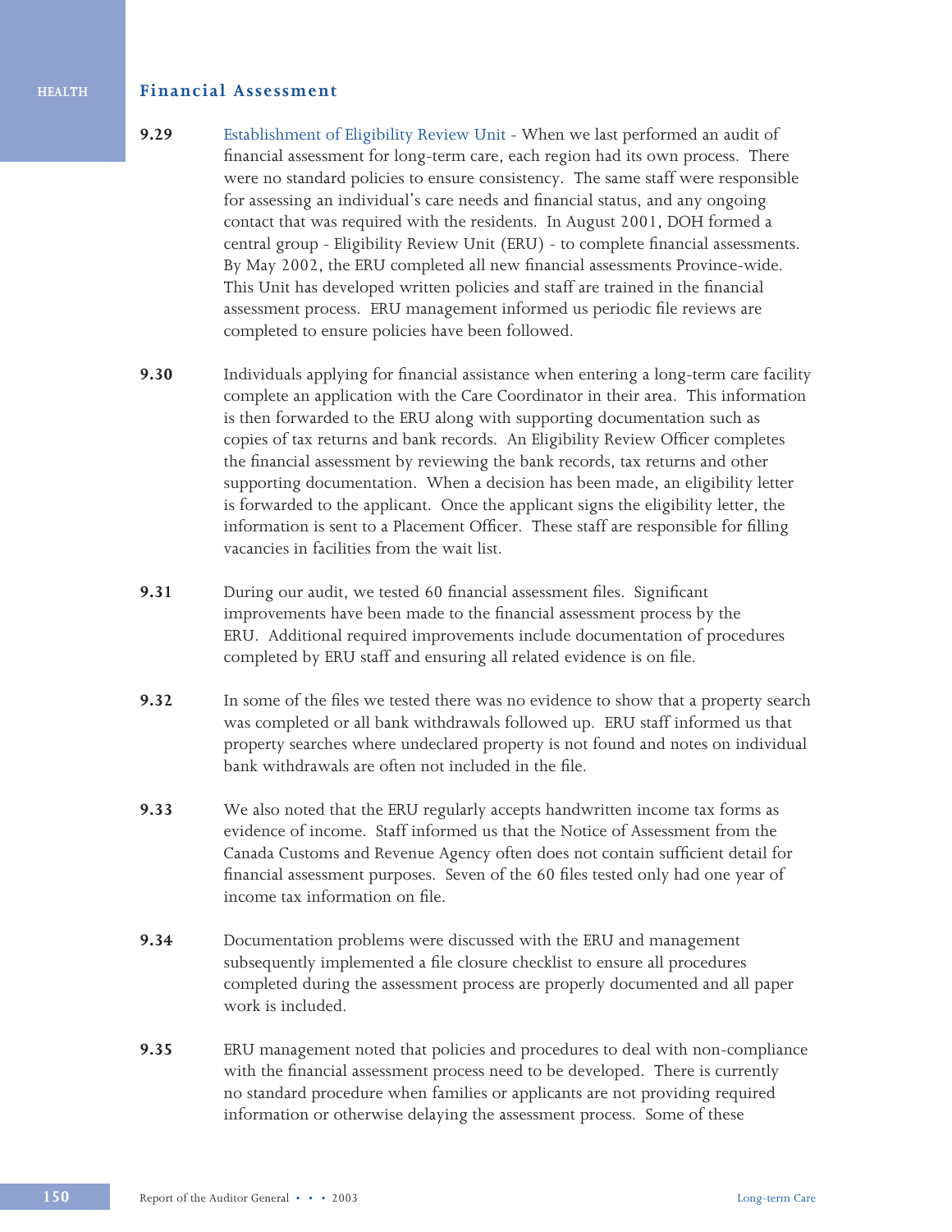## Financial Assessment

**9.29** Establishment of Eligibility Review Unit - When we last performed an audit of financial assessment for long-term care, each region had its own process. There were no standard policies to ensure consistency. The same staff were responsible for assessing an individual's care needs and financial status, and any ongoing contact that was required with the residents. In August 2001, DOH formed a central group - Eligibility Review Unit (ERU) - to complete financial assessments. By May 2002, the ERU completed all new financial assessments Province-wide. This Unit has developed written policies and staff are trained in the financial assessment process. ERU management informed us periodic file reviews are completed to ensure policies have been followed.

**9.30** Individuals applying for financial assistance when entering a long-term care facility complete an application with the Care Coordinator in their area. This information is then forwarded to the ERU along with supporting documentation such as copies of tax returns and bank records. An Eligibility Review Officer completes the financial assessment by reviewing the bank records, tax returns and other supporting documentation. When a decision has been made, an eligibility letter is forwarded to the applicant. Once the applicant signs the eligibility letter, the information is sent to a Placement Officer. These staff are responsible for filling vacancies in facilities from the wait list.

**9.31** During our audit, we tested 60 financial assessment files. Significant improvements have been made to the financial assessment process by the ERU. Additional required improvements include documentation of procedures completed by ERU staff and ensuring all related evidence is on file.

**9.32** In some of the files we tested there was no evidence to show that a property search was completed or all bank withdrawals followed up. ERU staff informed us that property searches where undeclared property is not found and notes on individual bank withdrawals are often not included in the file.

**9.33** We also noted that the ERU regularly accepts handwritten income tax forms as evidence of income. Staff informed us that the Notice of Assessment from the Canada Customs and Revenue Agency often does not contain sufficient detail for financial assessment purposes. Seven of the 60 files tested only had one year of income tax information on file.

**9.34** Documentation problems were discussed with the ERU and management subsequently implemented a file closure checklist to ensure all procedures completed during the assessment process are properly documented and all paper work is included.

**9.35** ERU management noted that policies and procedures to deal with non-compliance with the financial assessment process need to be developed. There is currently no standard procedure when families or applicants are not providing required information or otherwise delaying the assessment process. Some of these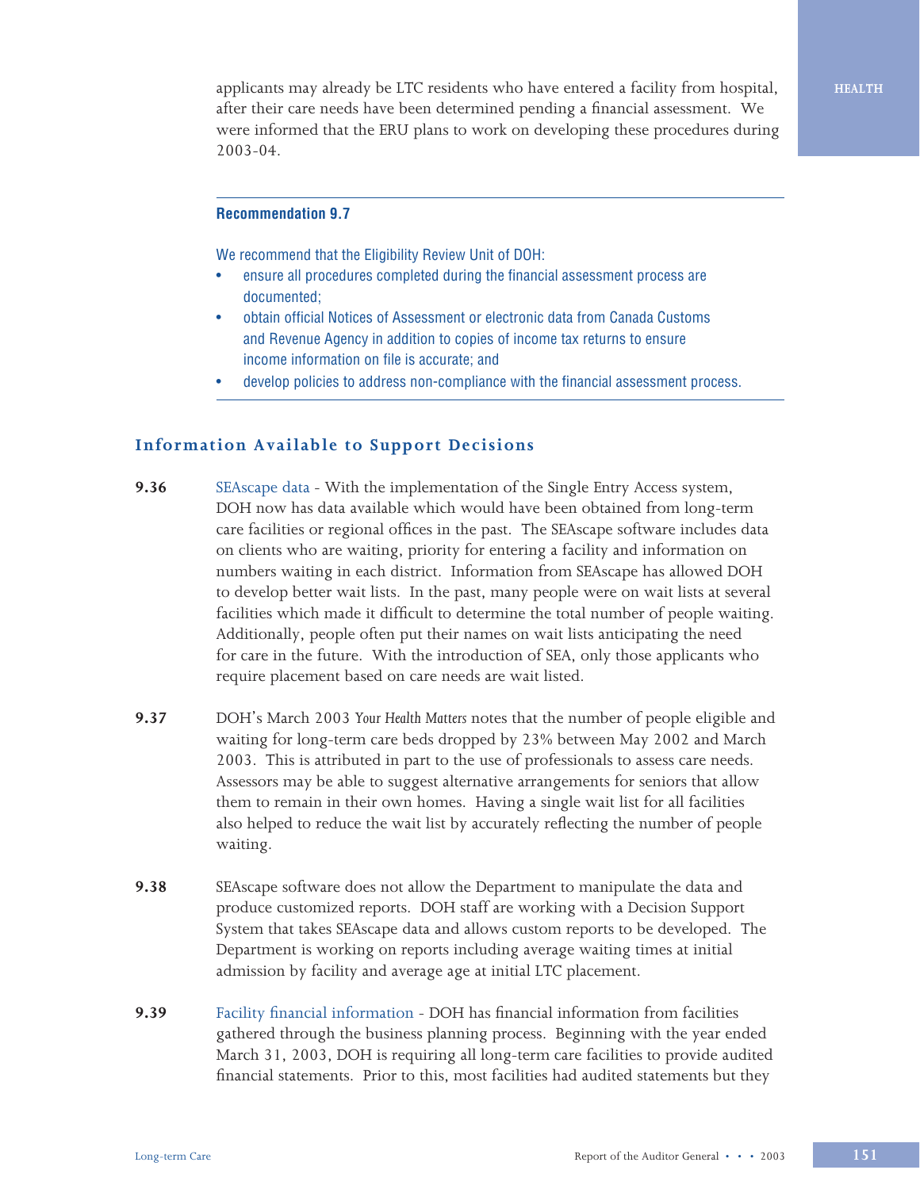applicants may already be LTC residents who have entered a facility from hospital, after their care needs have been determined pending a financial assessment. We were informed that the ERU plans to work on developing these procedures during 2003-04.

---

**Recommendation 9.7**

We recommend that the Eligibility Review Unit of DOH:

- ensure all procedures completed during the financial assessment process are documented;
- obtain official Notices of Assessment or electronic data from Canada Customs and Revenue Agency in addition to copies of income tax returns to ensure income information on file is accurate; and
- develop policies to address non-compliance with the financial assessment process.

---

## Information Available to Support Decisions

**9.36** SEAscape data - With the implementation of the Single Entry Access system, DOH now has data available which would have been obtained from long-term care facilities or regional offices in the past. The SEAscape software includes data on clients who are waiting, priority for entering a facility and information on numbers waiting in each district. Information from SEAscape has allowed DOH to develop better wait lists. In the past, many people were on wait lists at several facilities which made it difficult to determine the total number of people waiting. Additionally, people often put their names on wait lists anticipating the need for care in the future. With the introduction of SEA, only those applicants who require placement based on care needs are wait listed.

**9.37** DOH's March 2003 *Your Health Matters* notes that the number of people eligible and waiting for long-term care beds dropped by 23% between May 2002 and March 2003. This is attributed in part to the use of professionals to assess care needs. Assessors may be able to suggest alternative arrangements for seniors that allow them to remain in their own homes. Having a single wait list for all facilities also helped to reduce the wait list by accurately reflecting the number of people waiting.

**9.38** SEAscape software does not allow the Department to manipulate the data and produce customized reports. DOH staff are working with a Decision Support System that takes SEAscape data and allows custom reports to be developed. The Department is working on reports including average waiting times at initial admission by facility and average age at initial LTC placement.

**9.39** Facility financial information - DOH has financial information from facilities gathered through the business planning process. Beginning with the year ended March 31, 2003, DOH is requiring all long-term care facilities to provide audited financial statements. Prior to this, most facilities had audited statements but they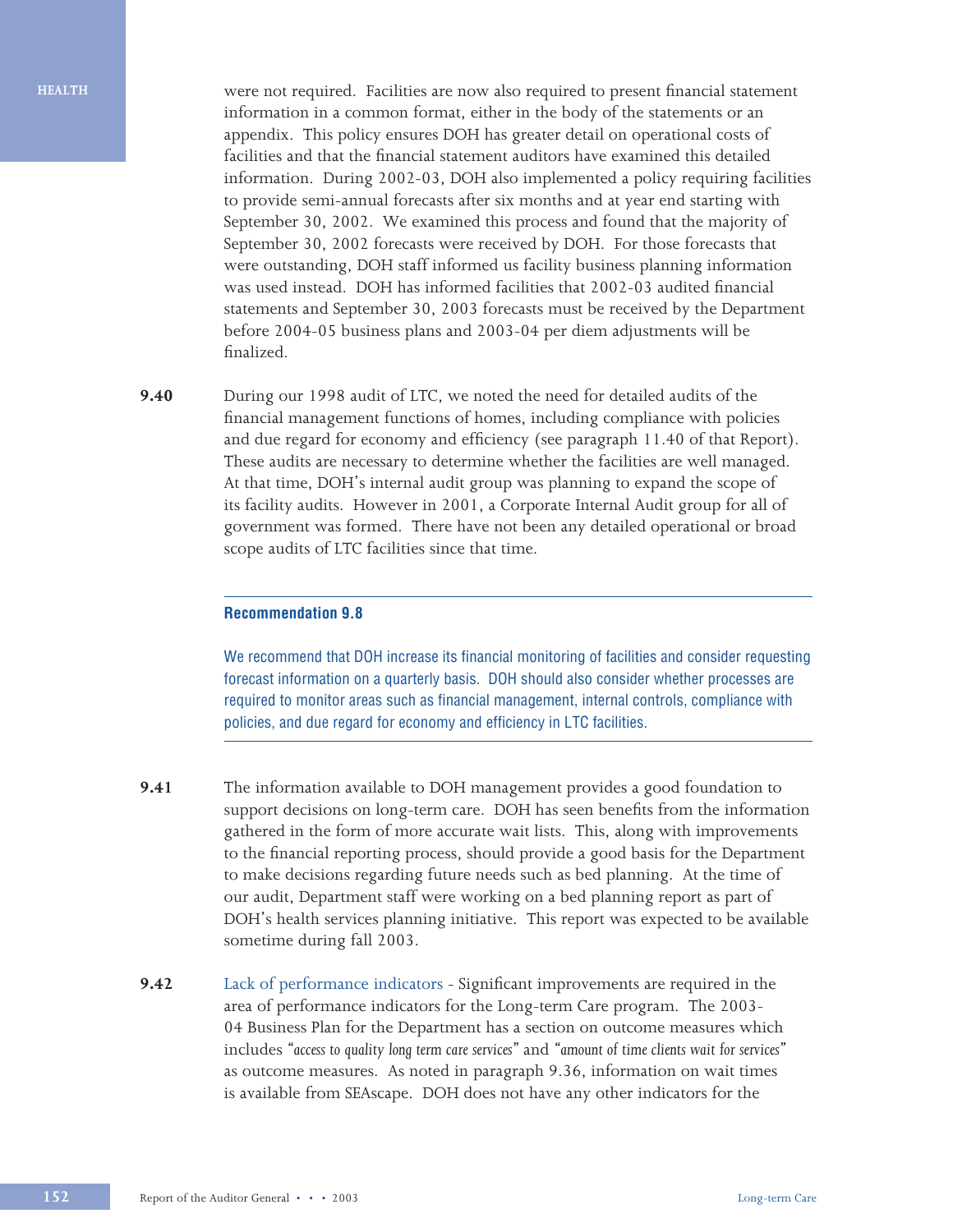were not required. Facilities are now also required to present financial statement information in a common format, either in the body of the statements or an appendix. This policy ensures DOH has greater detail on operational costs of facilities and that the financial statement auditors have examined this detailed information. During 2002-03, DOH also implemented a policy requiring facilities to provide semi-annual forecasts after six months and at year end starting with September 30, 2002. We examined this process and found that the majority of September 30, 2002 forecasts were received by DOH. For those forecasts that were outstanding, DOH staff informed us facility business planning information was used instead. DOH has informed facilities that 2002-03 audited financial statements and September 30, 2003 forecasts must be received by the Department before 2004-05 business plans and 2003-04 per diem adjustments will be finalized.

**9.40** During our 1998 audit of LTC, we noted the need for detailed audits of the financial management functions of homes, including compliance with policies and due regard for economy and efficiency (see paragraph 11.40 of that Report). These audits are necessary to determine whether the facilities are well managed. At that time, DOH's internal audit group was planning to expand the scope of its facility audits. However in 2001, a Corporate Internal Audit group for all of government was formed. There have not been any detailed operational or broad scope audits of LTC facilities since that time.

---

**Recommendation 9.8**

We recommend that DOH increase its financial monitoring of facilities and consider requesting forecast information on a quarterly basis. DOH should also consider whether processes are required to monitor areas such as financial management, internal controls, compliance with policies, and due regard for economy and efficiency in LTC facilities.

---

**9.41** The information available to DOH management provides a good foundation to support decisions on long-term care. DOH has seen benefits from the information gathered in the form of more accurate wait lists. This, along with improvements to the financial reporting process, should provide a good basis for the Department to make decisions regarding future needs such as bed planning. At the time of our audit, Department staff were working on a bed planning report as part of DOH's health services planning initiative. This report was expected to be available sometime during fall 2003.

**9.42** Lack of performance indicators - Significant improvements are required in the area of performance indicators for the Long-term Care program. The 2003-04 Business Plan for the Department has a section on outcome measures which includes "*access to quality long term care services*" and "*amount of time clients wait for services*" as outcome measures. As noted in paragraph 9.36, information on wait times is available from SEAscape. DOH does not have any other indicators for the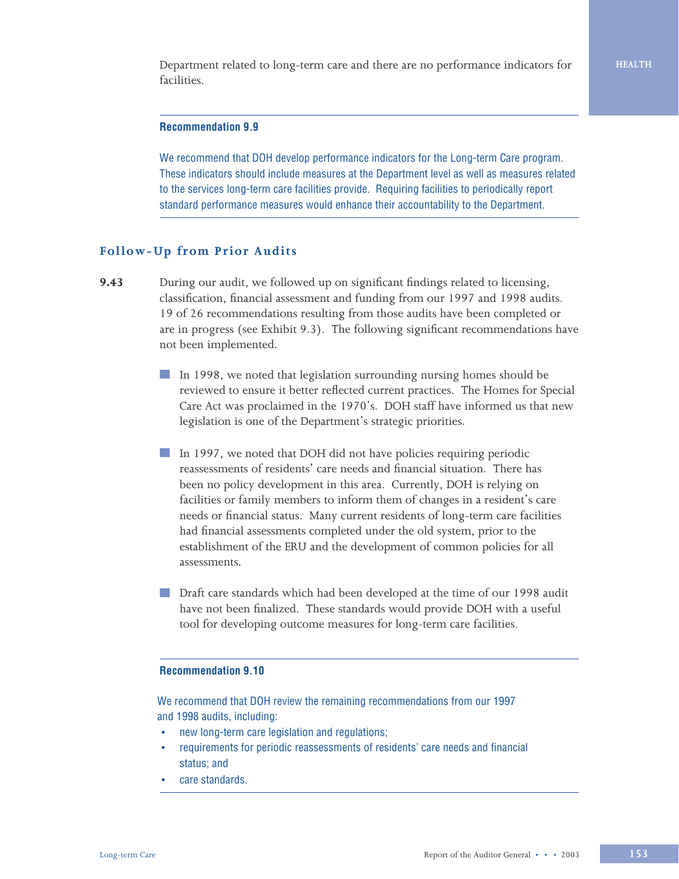Department related to long-term care and there are no performance indicators for facilities.

---

**Recommendation 9.9**

We recommend that DOH develop performance indicators for the Long-term Care program. These indicators should include measures at the Department level as well as measures related to the services long-term care facilities provide. Requiring facilities to periodically report standard performance measures would enhance their accountability to the Department.

---

## Follow-Up from Prior Audits

**9.43** During our audit, we followed up on significant findings related to licensing, classification, financial assessment and funding from our 1997 and 1998 audits. 19 of 26 recommendations resulting from those audits have been completed or are in progress (see Exhibit 9.3). The following significant recommendations have not been implemented.

- In 1998, we noted that legislation surrounding nursing homes should be reviewed to ensure it better reflected current practices. The Homes for Special Care Act was proclaimed in the 1970's. DOH staff have informed us that new legislation is one of the Department's strategic priorities.
- In 1997, we noted that DOH did not have policies requiring periodic reassessments of residents' care needs and financial situation. There has been no policy development in this area. Currently, DOH is relying on facilities or family members to inform them of changes in a resident's care needs or financial status. Many current residents of long-term care facilities had financial assessments completed under the old system, prior to the establishment of the ERU and the development of common policies for all assessments.
- Draft care standards which had been developed at the time of our 1998 audit have not been finalized. These standards would provide DOH with a useful tool for developing outcome measures for long-term care facilities.

---

**Recommendation 9.10**

We recommend that DOH review the remaining recommendations from our 1997 and 1998 audits, including:

- new long-term care legislation and regulations;
- requirements for periodic reassessments of residents' care needs and financial status; and
- care standards.

---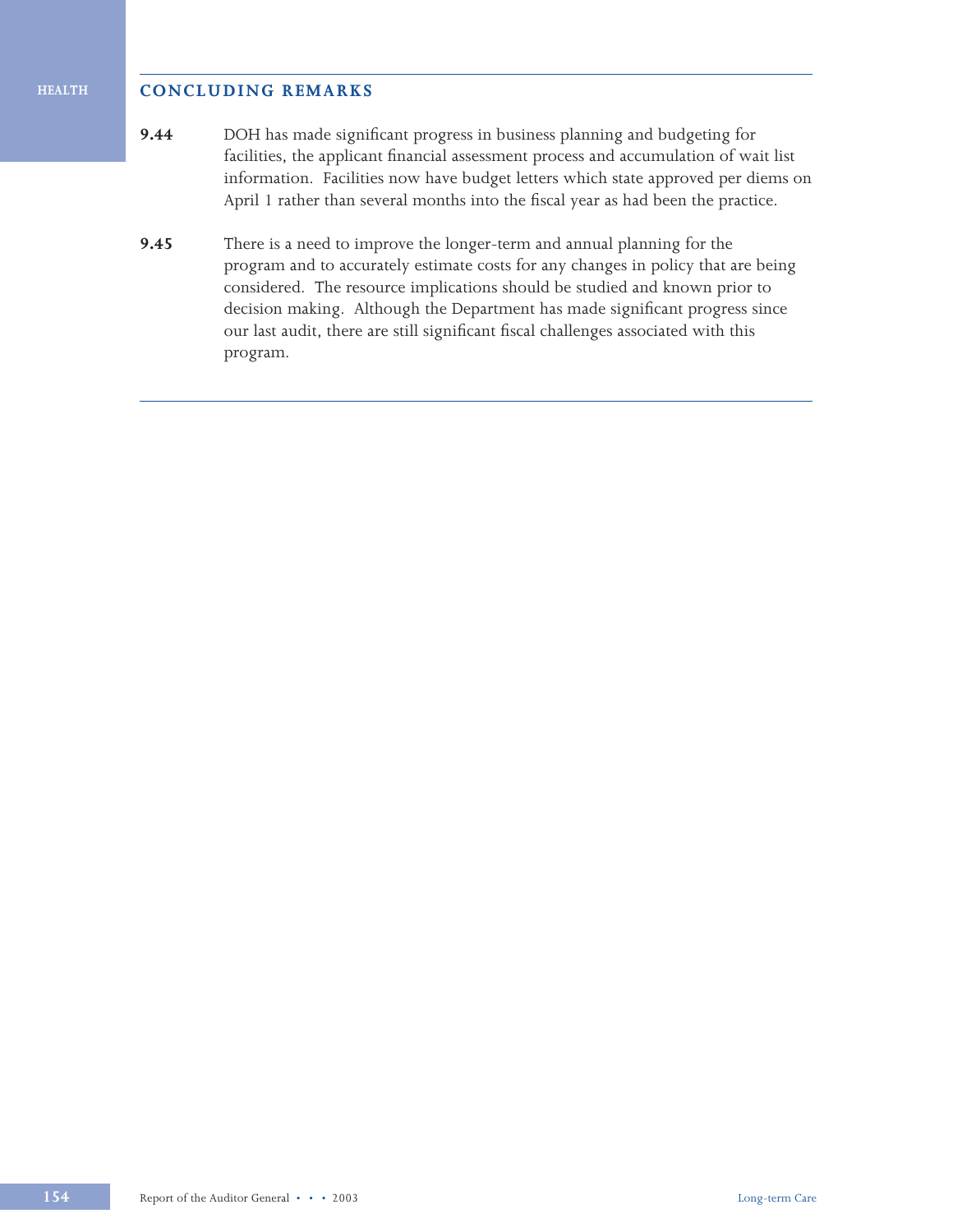## CONCLUDING REMARKS

**9.44** DOH has made significant progress in business planning and budgeting for facilities, the applicant financial assessment process and accumulation of wait list information. Facilities now have budget letters which state approved per diems on April 1 rather than several months into the fiscal year as had been the practice.

**9.45** There is a need to improve the longer-term and annual planning for the program and to accurately estimate costs for any changes in policy that are being considered. The resource implications should be studied and known prior to decision making. Although the Department has made significant progress since our last audit, there are still significant fiscal challenges associated with this program.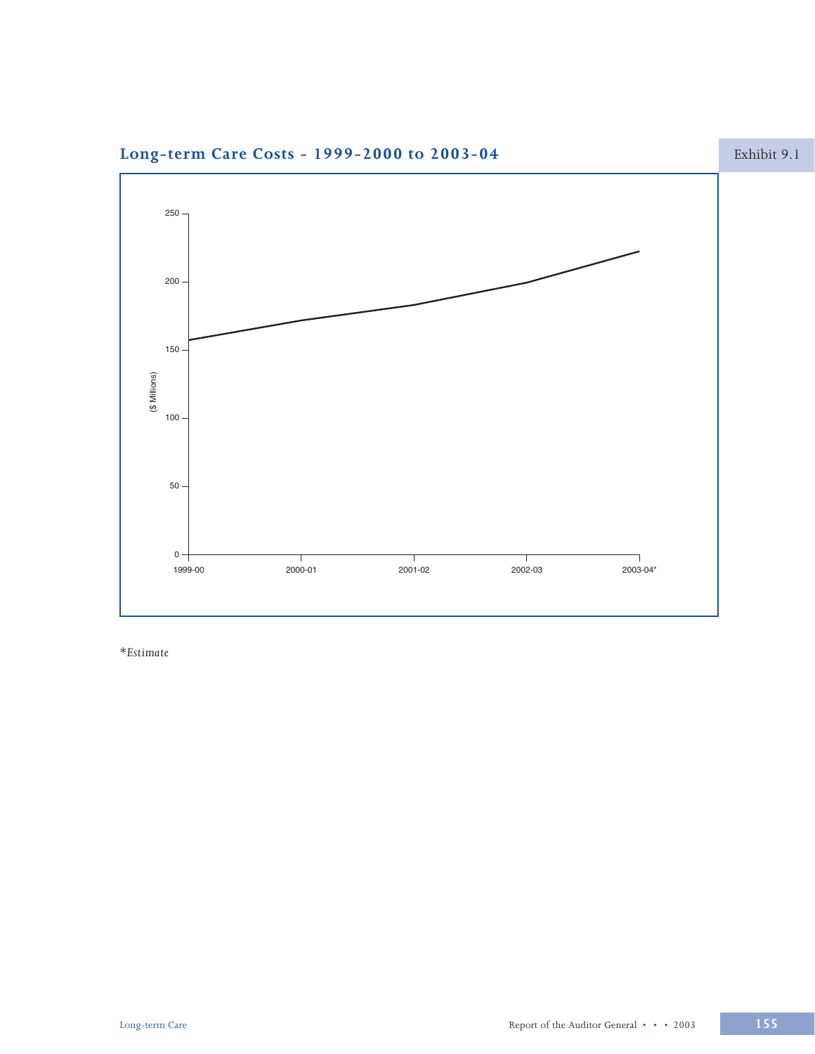## Long-term Care Costs - 1999-2000 to 2003-04

Exhibit 9.1

($ Millions)

250
200
150
100
50
0

1999-00 2000-01 2001-02 2002-03 2003-04*

*\*Estimate*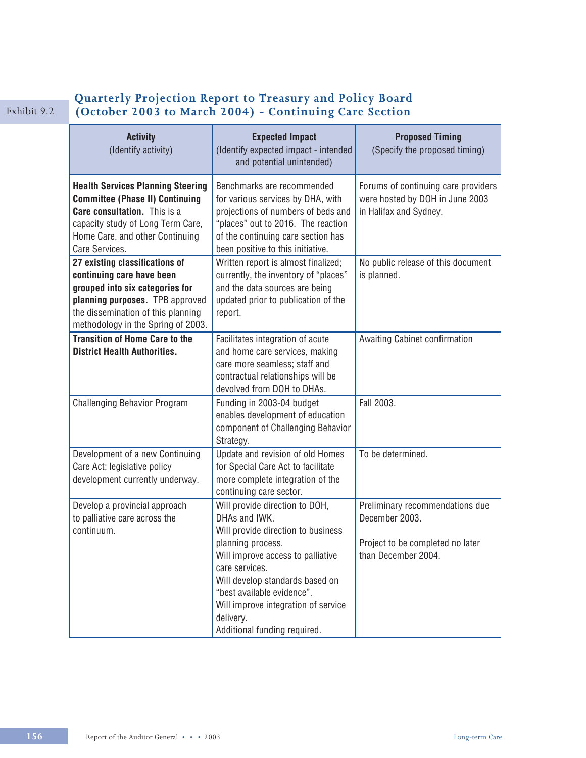Exhibit 9.2

## Quarterly Projection Report to Treasury and Policy Board (October 2003 to March 2004) - Continuing Care Section

| **Activity** (Identify activity) | **Expected Impact** (Identify expected impact - intended and potential unintended) | **Proposed Timing** (Specify the proposed timing) |
|---|---|---|
| **Health Services Planning Steering Committee (Phase II) Continuing Care consultation.** This is a capacity study of Long Term Care, Home Care, and other Continuing Care Services. | Benchmarks are recommended for various services by DHA, with projections of numbers of beds and "places" out to 2016. The reaction of the continuing care section has been positive to this initiative. | Forums of continuing care providers were hosted by DOH in June 2003 in Halifax and Sydney. |
| **27 existing classifications of continuing care have been grouped into six categories for planning purposes.** TPB approved the dissemination of this planning methodology in the Spring of 2003. | Written report is almost finalized; currently, the inventory of "places" and the data sources are being updated prior to publication of the report. | No public release of this document is planned. |
| **Transition of Home Care to the District Health Authorities.** | Facilitates integration of acute and home care services, making care more seamless; staff and contractual relationships will be devolved from DOH to DHAs. | Awaiting Cabinet confirmation |
| Challenging Behavior Program | Funding in 2003-04 budget enables development of education component of Challenging Behavior Strategy. | Fall 2003. |
| Development of a new Continuing Care Act; legislative policy development currently underway. | Update and revision of old Homes for Special Care Act to facilitate more complete integration of the continuing care sector. | To be determined. |
| Develop a provincial approach to palliative care across the continuum. | Will provide direction to DOH, DHAs and IWK.<br>Will provide direction to business planning process.<br>Will improve access to palliative care services.<br>Will develop standards based on "best available evidence".<br>Will improve integration of service delivery.<br>Additional funding required. | Preliminary recommendations due December 2003.<br><br>Project to be completed no later than December 2004. |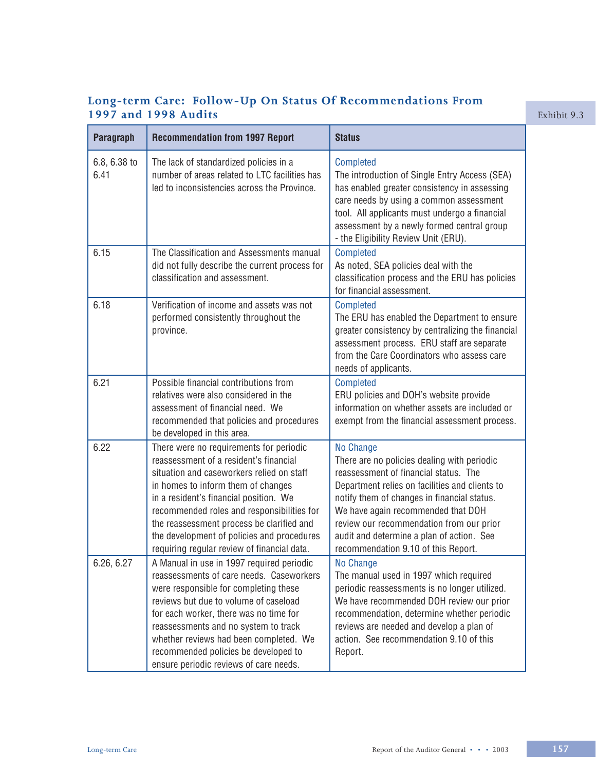### Long-term Care: Follow-Up On Status Of Recommendations From 1997 and 1998 Audits

Exhibit 9.3

| Paragraph | Recommendation from 1997 Report | Status |
|---|---|---|
| 6.8, 6.38 to 6.41 | The lack of standardized policies in a number of areas related to LTC facilities has led to inconsistencies across the Province. | Completed<br>The introduction of Single Entry Access (SEA) has enabled greater consistency in assessing care needs by using a common assessment tool. All applicants must undergo a financial assessment by a newly formed central group - the Eligibility Review Unit (ERU). |
| 6.15 | The Classification and Assessments manual did not fully describe the current process for classification and assessment. | Completed<br>As noted, SEA policies deal with the classification process and the ERU has policies for financial assessment. |
| 6.18 | Verification of income and assets was not performed consistently throughout the province. | Completed<br>The ERU has enabled the Department to ensure greater consistency by centralizing the financial assessment process. ERU staff are separate from the Care Coordinators who assess care needs of applicants. |
| 6.21 | Possible financial contributions from relatives were also considered in the assessment of financial need. We recommended that policies and procedures be developed in this area. | Completed<br>ERU policies and DOH's website provide information on whether assets are included or exempt from the financial assessment process. |
| 6.22 | There were no requirements for periodic reassessment of a resident's financial situation and caseworkers relied on staff in homes to inform them of changes in a resident's financial position. We recommended roles and responsibilities for the reassessment process be clarified and the development of policies and procedures requiring regular review of financial data. | No Change<br>There are no policies dealing with periodic reassessment of financial status. The Department relies on facilities and clients to notify them of changes in financial status. We have again recommended that DOH review our recommendation from our prior audit and determine a plan of action. See recommendation 9.10 of this Report. |
| 6.26, 6.27 | A Manual in use in 1997 required periodic reassessments of care needs. Caseworkers were responsible for completing these reviews but due to volume of caseload for each worker, there was no time for reassessments and no system to track whether reviews had been completed. We recommended policies be developed to ensure periodic reviews of care needs. | No Change<br>The manual used in 1997 which required periodic reassessments is no longer utilized. We have recommended DOH review our prior recommendation, determine whether periodic reviews are needed and develop a plan of action. See recommendation 9.10 of this Report. |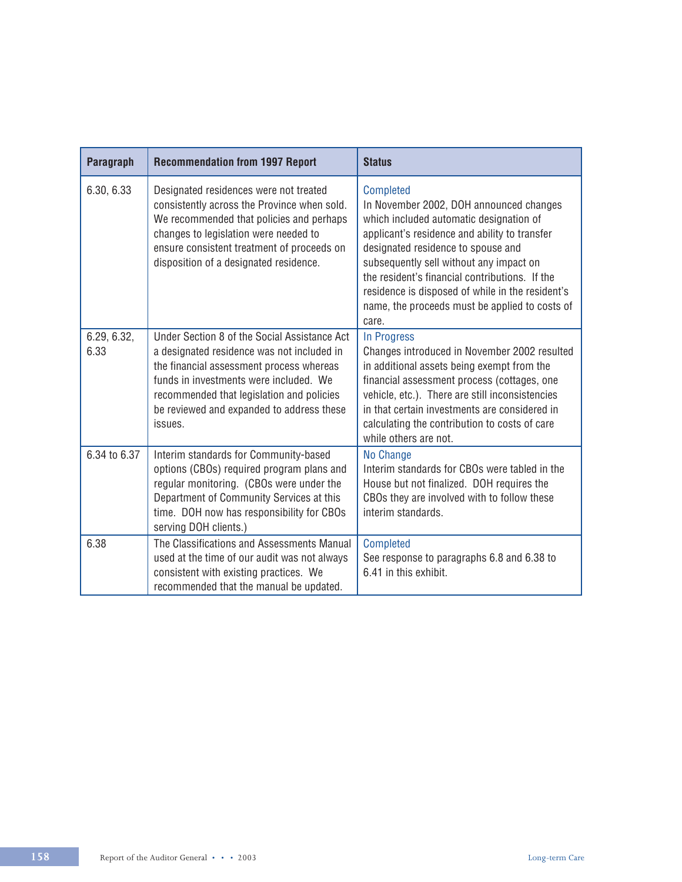| Paragraph | Recommendation from 1997 Report | Status |
|---|---|---|
| 6.30, 6.33 | Designated residences were not treated consistently across the Province when sold. We recommended that policies and perhaps changes to legislation were needed to ensure consistent treatment of proceeds on disposition of a designated residence. | Completed<br>In November 2002, DOH announced changes which included automatic designation of applicant's residence and ability to transfer designated residence to spouse and subsequently sell without any impact on the resident's financial contributions. If the residence is disposed of while in the resident's name, the proceeds must be applied to costs of care. |
| 6.29, 6.32, 6.33 | Under Section 8 of the Social Assistance Act a designated residence was not included in the financial assessment process whereas funds in investments were included. We recommended that legislation and policies be reviewed and expanded to address these issues. | In Progress<br>Changes introduced in November 2002 resulted in additional assets being exempt from the financial assessment process (cottages, one vehicle, etc.). There are still inconsistencies in that certain investments are considered in calculating the contribution to costs of care while others are not. |
| 6.34 to 6.37 | Interim standards for Community-based options (CBOs) required program plans and regular monitoring. (CBOs were under the Department of Community Services at this time. DOH now has responsibility for CBOs serving DOH clients.) | No Change<br>Interim standards for CBOs were tabled in the House but not finalized. DOH requires the CBOs they are involved with to follow these interim standards. |
| 6.38 | The Classifications and Assessments Manual used at the time of our audit was not always consistent with existing practices. We recommended that the manual be updated. | Completed<br>See response to paragraphs 6.8 and 6.38 to 6.41 in this exhibit. |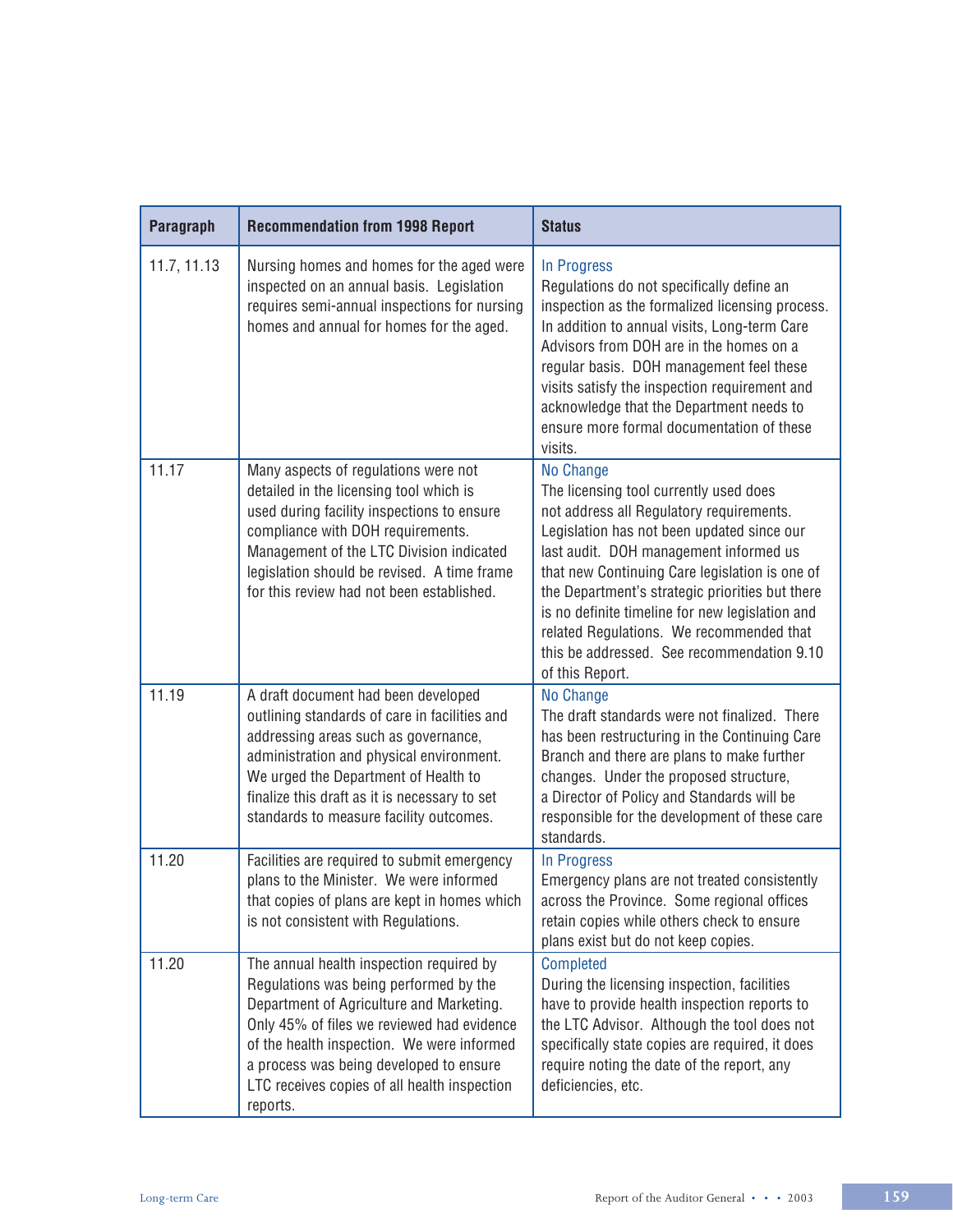| Paragraph | Recommendation from 1998 Report | Status |
|---|---|---|
| 11.7, 11.13 | Nursing homes and homes for the aged were inspected on an annual basis. Legislation requires semi-annual inspections for nursing homes and annual for homes for the aged. | In Progress<br>Regulations do not specifically define an inspection as the formalized licensing process. In addition to annual visits, Long-term Care Advisors from DOH are in the homes on a regular basis. DOH management feel these visits satisfy the inspection requirement and acknowledge that the Department needs to ensure more formal documentation of these visits. |
| 11.17 | Many aspects of regulations were not detailed in the licensing tool which is used during facility inspections to ensure compliance with DOH requirements. Management of the LTC Division indicated legislation should be revised. A time frame for this review had not been established. | No Change<br>The licensing tool currently used does not address all Regulatory requirements. Legislation has not been updated since our last audit. DOH management informed us that new Continuing Care legislation is one of the Department's strategic priorities but there is no definite timeline for new legislation and related Regulations. We recommended that this be addressed. See recommendation 9.10 of this Report. |
| 11.19 | A draft document had been developed outlining standards of care in facilities and addressing areas such as governance, administration and physical environment. We urged the Department of Health to finalize this draft as it is necessary to set standards to measure facility outcomes. | No Change<br>The draft standards were not finalized. There has been restructuring in the Continuing Care Branch and there are plans to make further changes. Under the proposed structure, a Director of Policy and Standards will be responsible for the development of these care standards. |
| 11.20 | Facilities are required to submit emergency plans to the Minister. We were informed that copies of plans are kept in homes which is not consistent with Regulations. | In Progress<br>Emergency plans are not treated consistently across the Province. Some regional offices retain copies while others check to ensure plans exist but do not keep copies. |
| 11.20 | The annual health inspection required by Regulations was being performed by the Department of Agriculture and Marketing. Only 45% of files we reviewed had evidence of the health inspection. We were informed a process was being developed to ensure LTC receives copies of all health inspection reports. | Completed<br>During the licensing inspection, facilities have to provide health inspection reports to the LTC Advisor. Although the tool does not specifically state copies are required, it does require noting the date of the report, any deficiencies, etc. |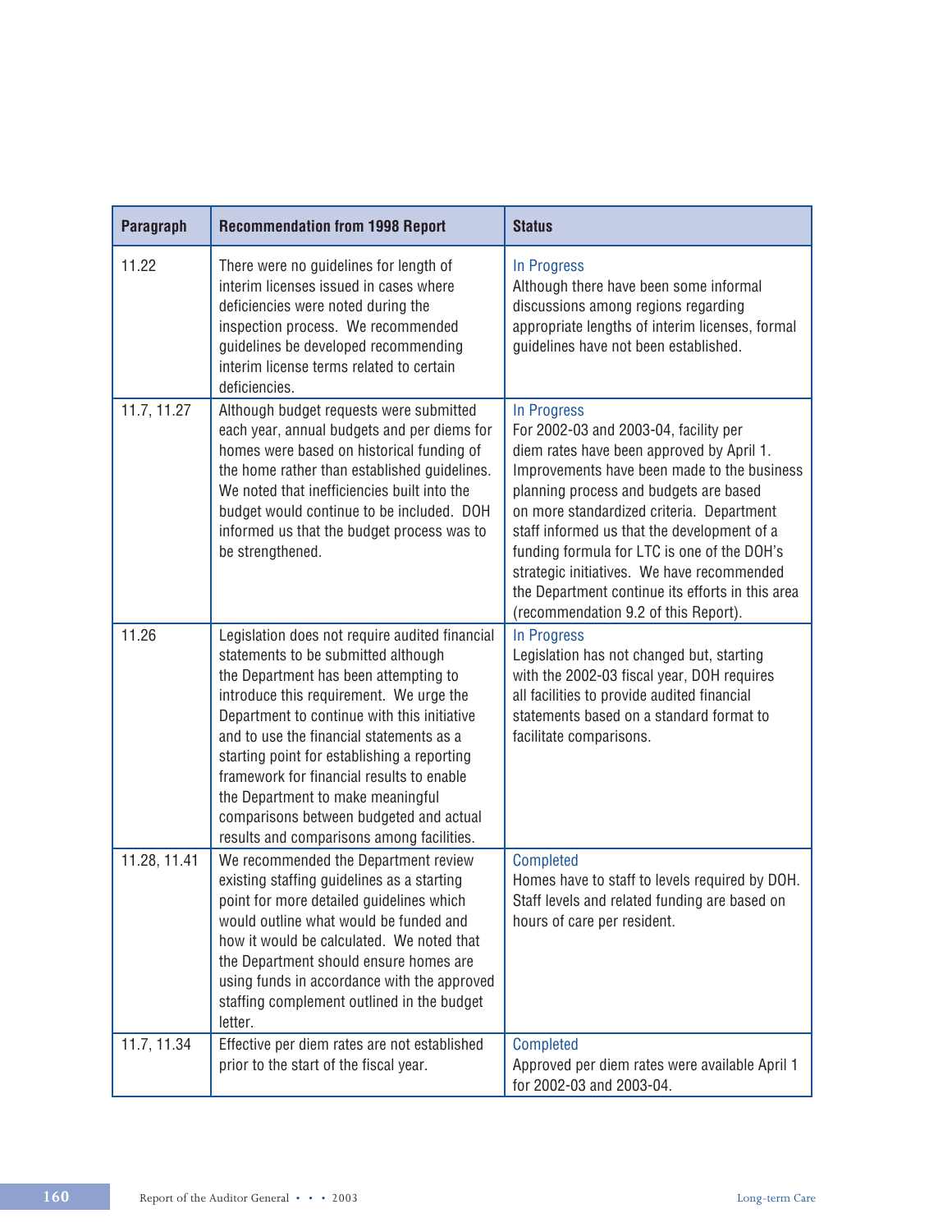| Paragraph | Recommendation from 1998 Report | Status |
| --- | --- | --- |
| 11.22 | There were no guidelines for length of interim licenses issued in cases where deficiencies were noted during the inspection process. We recommended guidelines be developed recommending interim license terms related to certain deficiencies. | In Progress<br>Although there have been some informal discussions among regions regarding appropriate lengths of interim licenses, formal guidelines have not been established. |
| 11.7, 11.27 | Although budget requests were submitted each year, annual budgets and per diems for homes were based on historical funding of the home rather than established guidelines. We noted that inefficiencies built into the budget would continue to be included. DOH informed us that the budget process was to be strengthened. | In Progress<br>For 2002-03 and 2003-04, facility per diem rates have been approved by April 1. Improvements have been made to the business planning process and budgets are based on more standardized criteria. Department staff informed us that the development of a funding formula for LTC is one of the DOH's strategic initiatives. We have recommended the Department continue its efforts in this area (recommendation 9.2 of this Report). |
| 11.26 | Legislation does not require audited financial statements to be submitted although the Department has been attempting to introduce this requirement. We urge the Department to continue with this initiative and to use the financial statements as a starting point for establishing a reporting framework for financial results to enable the Department to make meaningful comparisons between budgeted and actual results and comparisons among facilities. | In Progress<br>Legislation has not changed but, starting with the 2002-03 fiscal year, DOH requires all facilities to provide audited financial statements based on a standard format to facilitate comparisons. |
| 11.28, 11.41 | We recommended the Department review existing staffing guidelines as a starting point for more detailed guidelines which would outline what would be funded and how it would be calculated. We noted that the Department should ensure homes are using funds in accordance with the approved staffing complement outlined in the budget letter. | Completed<br>Homes have to staff to levels required by DOH. Staff levels and related funding are based on hours of care per resident. |
| 11.7, 11.34 | Effective per diem rates are not established prior to the start of the fiscal year. | Completed<br>Approved per diem rates were available April 1 for 2002-03 and 2003-04. |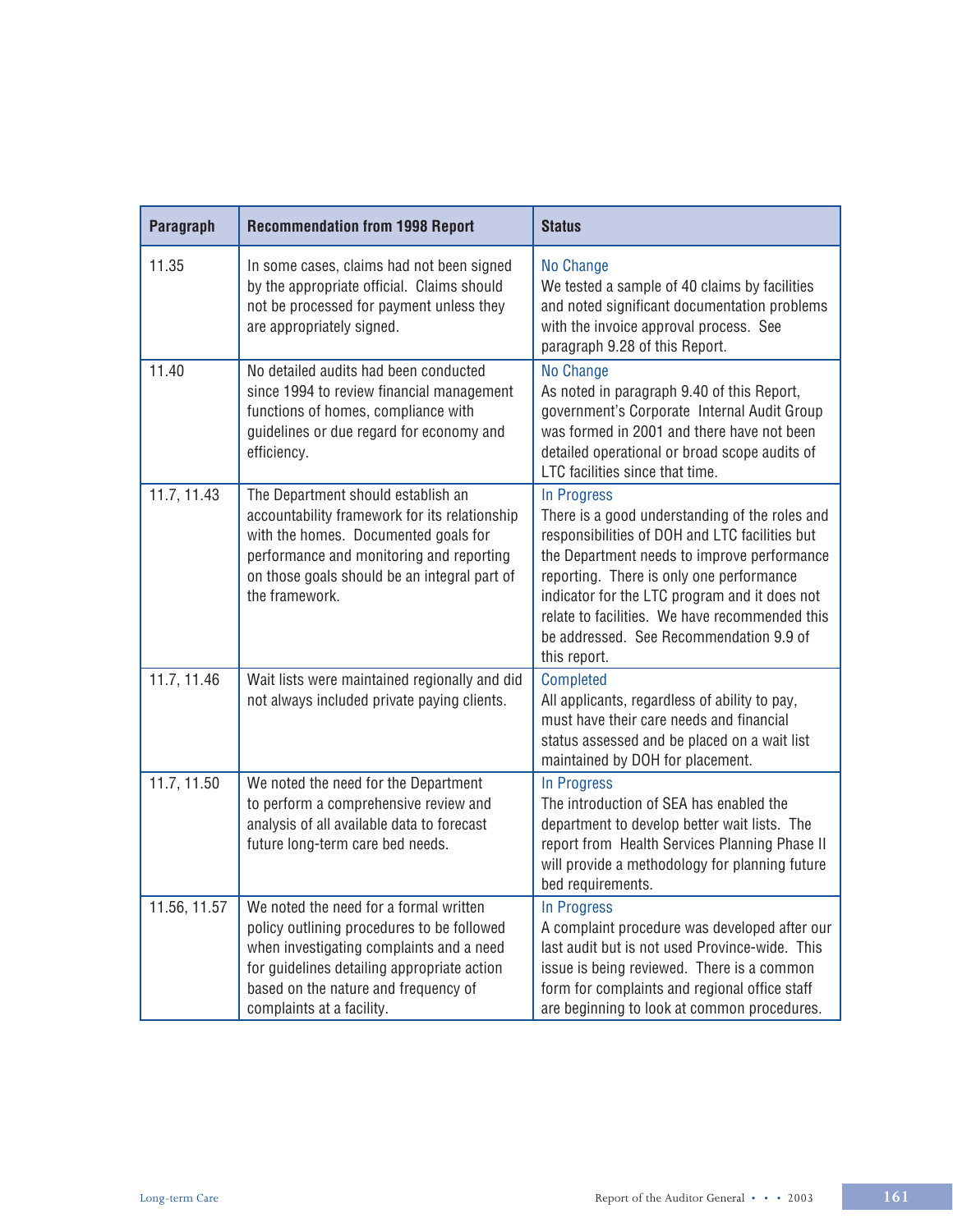| Paragraph | Recommendation from 1998 Report | Status |
|---|---|---|
| 11.35 | In some cases, claims had not been signed by the appropriate official. Claims should not be processed for payment unless they are appropriately signed. | No Change<br>We tested a sample of 40 claims by facilities and noted significant documentation problems with the invoice approval process. See paragraph 9.28 of this Report. |
| 11.40 | No detailed audits had been conducted since 1994 to review financial management functions of homes, compliance with guidelines or due regard for economy and efficiency. | No Change<br>As noted in paragraph 9.40 of this Report, government's Corporate Internal Audit Group was formed in 2001 and there have not been detailed operational or broad scope audits of LTC facilities since that time. |
| 11.7, 11.43 | The Department should establish an accountability framework for its relationship with the homes. Documented goals for performance and monitoring and reporting on those goals should be an integral part of the framework. | In Progress<br>There is a good understanding of the roles and responsibilities of DOH and LTC facilities but the Department needs to improve performance reporting. There is only one performance indicator for the LTC program and it does not relate to facilities. We have recommended this be addressed. See Recommendation 9.9 of this report. |
| 11.7, 11.46 | Wait lists were maintained regionally and did not always included private paying clients. | Completed<br>All applicants, regardless of ability to pay, must have their care needs and financial status assessed and be placed on a wait list maintained by DOH for placement. |
| 11.7, 11.50 | We noted the need for the Department to perform a comprehensive review and analysis of all available data to forecast future long-term care bed needs. | In Progress<br>The introduction of SEA has enabled the department to develop better wait lists. The report from Health Services Planning Phase II will provide a methodology for planning future bed requirements. |
| 11.56, 11.57 | We noted the need for a formal written policy outlining procedures to be followed when investigating complaints and a need for guidelines detailing appropriate action based on the nature and frequency of complaints at a facility. | In Progress<br>A complaint procedure was developed after our last audit but is not used Province-wide. This issue is being reviewed. There is a common form for complaints and regional office staff are beginning to look at common procedures. |